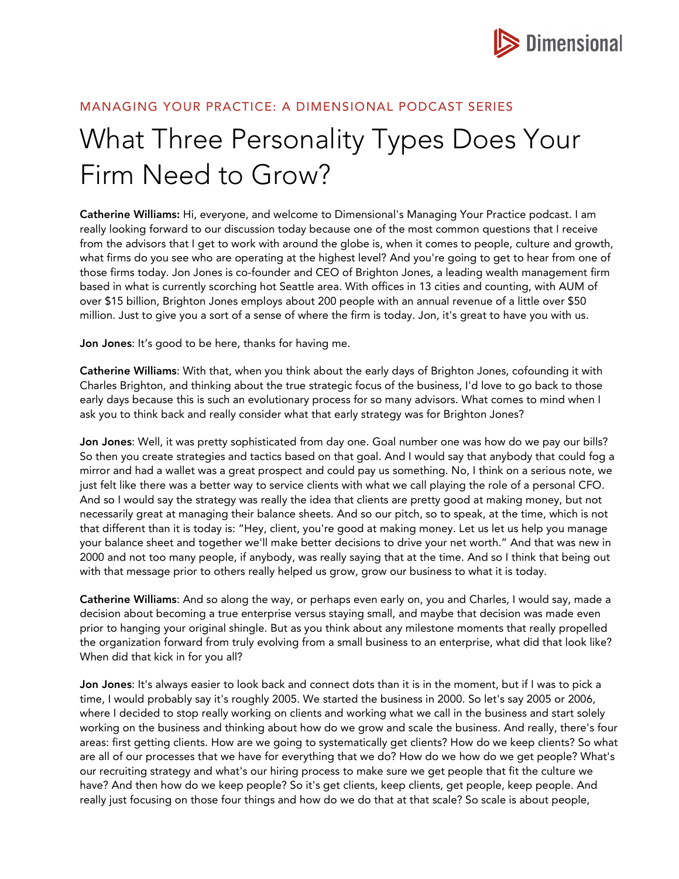MANAGING YOUR PRACTICE: A DIMENSIONAL PODCAST SERIES

# What Three Personality Types Does Your Firm Need to Grow?

**Catherine Williams:** Hi, everyone, and welcome to Dimensional's Managing Your Practice podcast. I am really looking forward to our discussion today because one of the most common questions that I receive from the advisors that I get to work with around the globe is, when it comes to people, culture and growth, what firms do you see who are operating at the highest level? And you're going to get to hear from one of those firms today. Jon Jones is co-founder and CEO of Brighton Jones, a leading wealth management firm based in what is currently scorching hot Seattle area. With offices in 13 cities and counting, with AUM of over $15 billion, Brighton Jones employs about 200 people with an annual revenue of a little over $50 million. Just to give you a sort of a sense of where the firm is today. Jon, it's great to have you with us.

**Jon Jones**: It's good to be here, thanks for having me.

**Catherine Williams**: With that, when you think about the early days of Brighton Jones, cofounding it with Charles Brighton, and thinking about the true strategic focus of the business, I'd love to go back to those early days because this is such an evolutionary process for so many advisors. What comes to mind when I ask you to think back and really consider what that early strategy was for Brighton Jones?

**Jon Jones**: Well, it was pretty sophisticated from day one. Goal number one was how do we pay our bills? So then you create strategies and tactics based on that goal. And I would say that anybody that could fog a mirror and had a wallet was a great prospect and could pay us something. No, I think on a serious note, we just felt like there was a better way to service clients with what we call playing the role of a personal CFO. And so I would say the strategy was really the idea that clients are pretty good at making money, but not necessarily great at managing their balance sheets. And so our pitch, so to speak, at the time, which is not that different than it is today is: "Hey, client, you're good at making money. Let us let us help you manage your balance sheet and together we'll make better decisions to drive your net worth." And that was new in 2000 and not too many people, if anybody, was really saying that at the time. And so I think that being out with that message prior to others really helped us grow, grow our business to what it is today.

**Catherine Williams**: And so along the way, or perhaps even early on, you and Charles, I would say, made a decision about becoming a true enterprise versus staying small, and maybe that decision was made even prior to hanging your original shingle. But as you think about any milestone moments that really propelled the organization forward from truly evolving from a small business to an enterprise, what did that look like? When did that kick in for you all?

**Jon Jones**: It's always easier to look back and connect dots than it is in the moment, but if I was to pick a time, I would probably say it's roughly 2005. We started the business in 2000. So let's say 2005 or 2006, where I decided to stop really working on clients and working what we call in the business and start solely working on the business and thinking about how do we grow and scale the business. And really, there's four areas: first getting clients. How are we going to systematically get clients? How do we keep clients? So what are all of our processes that we have for everything that we do? How do we how do we get people? What's our recruiting strategy and what's our hiring process to make sure we get people that fit the culture we have? And then how do we keep people? So it's get clients, keep clients, get people, keep people. And really just focusing on those four things and how do we do that at that scale? So scale is about people,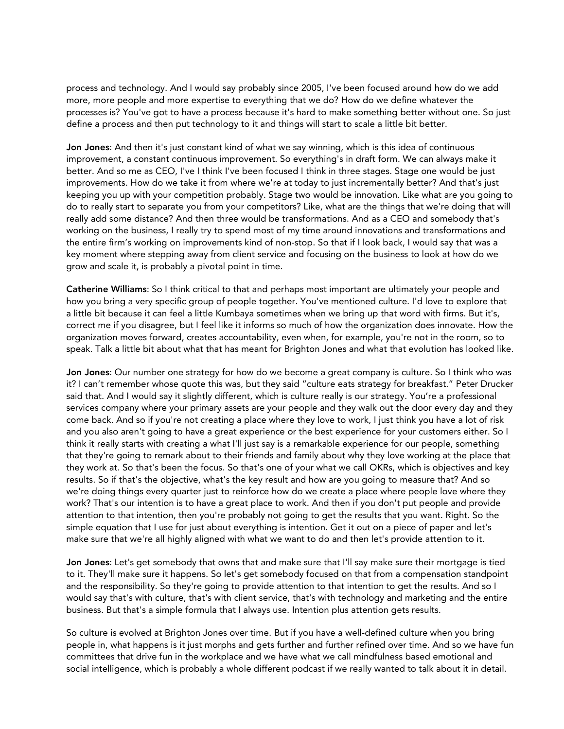process and technology. And I would say probably since 2005, I've been focused around how do we add more, more people and more expertise to everything that we do? How do we define whatever the processes is? You've got to have a process because it's hard to make something better without one. So just define a process and then put technology to it and things will start to scale a little bit better.

**Jon Jones**: And then it's just constant kind of what we say winning, which is this idea of continuous improvement, a constant continuous improvement. So everything's in draft form. We can always make it better. And so me as CEO, I've I think I've been focused I think in three stages. Stage one would be just improvements. How do we take it from where we're at today to just incrementally better? And that's just keeping you up with your competition probably. Stage two would be innovation. Like what are you going to do to really start to separate you from your competitors? Like, what are the things that we're doing that will really add some distance? And then three would be transformations. And as a CEO and somebody that's working on the business, I really try to spend most of my time around innovations and transformations and the entire firm's working on improvements kind of non-stop. So that if I look back, I would say that was a key moment where stepping away from client service and focusing on the business to look at how do we grow and scale it, is probably a pivotal point in time.

**Catherine Williams**: So I think critical to that and perhaps most important are ultimately your people and how you bring a very specific group of people together. You've mentioned culture. I'd love to explore that a little bit because it can feel a little Kumbaya sometimes when we bring up that word with firms. But it's, correct me if you disagree, but I feel like it informs so much of how the organization does innovate. How the organization moves forward, creates accountability, even when, for example, you're not in the room, so to speak. Talk a little bit about what that has meant for Brighton Jones and what that evolution has looked like.

**Jon Jones**: Our number one strategy for how do we become a great company is culture. So I think who was it? I can't remember whose quote this was, but they said "culture eats strategy for breakfast." Peter Drucker said that. And I would say it slightly different, which is culture really is our strategy. You're a professional services company where your primary assets are your people and they walk out the door every day and they come back. And so if you're not creating a place where they love to work, I just think you have a lot of risk and you also aren't going to have a great experience or the best experience for your customers either. So I think it really starts with creating a what I'll just say is a remarkable experience for our people, something that they're going to remark about to their friends and family about why they love working at the place that they work at. So that's been the focus. So that's one of your what we call OKRs, which is objectives and key results. So if that's the objective, what's the key result and how are you going to measure that? And so we're doing things every quarter just to reinforce how do we create a place where people love where they work? That's our intention is to have a great place to work. And then if you don't put people and provide attention to that intention, then you're probably not going to get the results that you want. Right. So the simple equation that I use for just about everything is intention. Get it out on a piece of paper and let's make sure that we're all highly aligned with what we want to do and then let's provide attention to it.

**Jon Jones**: Let's get somebody that owns that and make sure that I'll say make sure their mortgage is tied to it. They'll make sure it happens. So let's get somebody focused on that from a compensation standpoint and the responsibility. So they're going to provide attention to that intention to get the results. And so I would say that's with culture, that's with client service, that's with technology and marketing and the entire business. But that's a simple formula that I always use. Intention plus attention gets results.

So culture is evolved at Brighton Jones over time. But if you have a well-defined culture when you bring people in, what happens is it just morphs and gets further and further refined over time. And so we have fun committees that drive fun in the workplace and we have what we call mindfulness based emotional and social intelligence, which is probably a whole different podcast if we really wanted to talk about it in detail.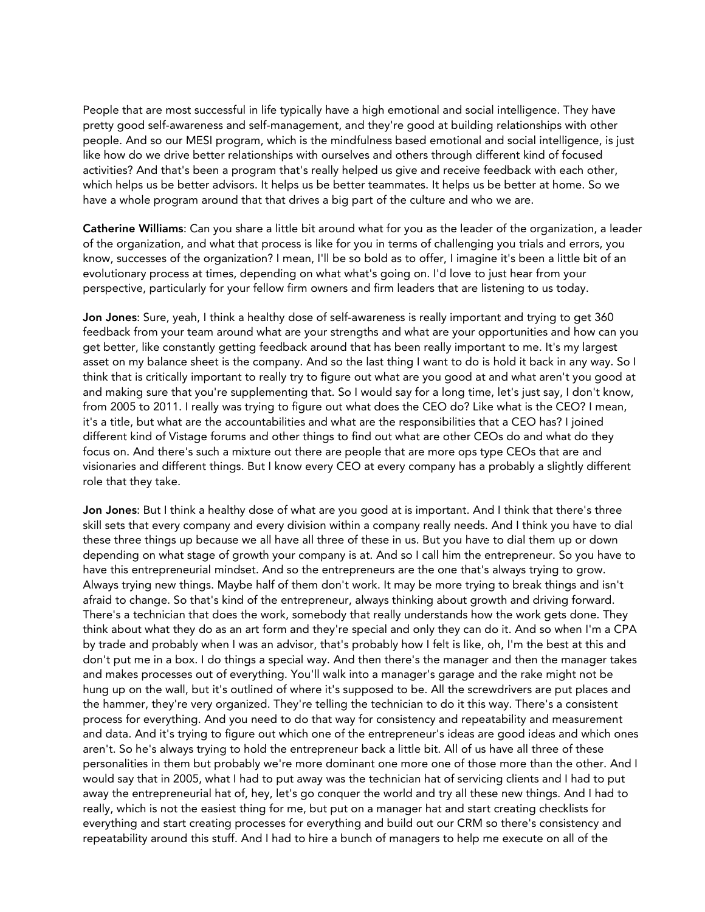People that are most successful in life typically have a high emotional and social intelligence. They have pretty good self-awareness and self-management, and they're good at building relationships with other people. And so our MESI program, which is the mindfulness based emotional and social intelligence, is just like how do we drive better relationships with ourselves and others through different kind of focused activities? And that's been a program that's really helped us give and receive feedback with each other, which helps us be better advisors. It helps us be better teammates. It helps us be better at home. So we have a whole program around that that drives a big part of the culture and who we are.

**Catherine Williams**: Can you share a little bit around what for you as the leader of the organization, a leader of the organization, and what that process is like for you in terms of challenging you trials and errors, you know, successes of the organization? I mean, I'll be so bold as to offer, I imagine it's been a little bit of an evolutionary process at times, depending on what what's going on. I'd love to just hear from your perspective, particularly for your fellow firm owners and firm leaders that are listening to us today.

**Jon Jones**: Sure, yeah, I think a healthy dose of self-awareness is really important and trying to get 360 feedback from your team around what are your strengths and what are your opportunities and how can you get better, like constantly getting feedback around that has been really important to me. It's my largest asset on my balance sheet is the company. And so the last thing I want to do is hold it back in any way. So I think that is critically important to really try to figure out what are you good at and what aren't you good at and making sure that you're supplementing that. So I would say for a long time, let's just say, I don't know, from 2005 to 2011. I really was trying to figure out what does the CEO do? Like what is the CEO? I mean, it's a title, but what are the accountabilities and what are the responsibilities that a CEO has? I joined different kind of Vistage forums and other things to find out what are other CEOs do and what do they focus on. And there's such a mixture out there are people that are more ops type CEOs that are and visionaries and different things. But I know every CEO at every company has a probably a slightly different role that they take.

**Jon Jones**: But I think a healthy dose of what are you good at is important. And I think that there's three skill sets that every company and every division within a company really needs. And I think you have to dial these three things up because we all have all three of these in us. But you have to dial them up or down depending on what stage of growth your company is at. And so I call him the entrepreneur. So you have to have this entrepreneurial mindset. And so the entrepreneurs are the one that's always trying to grow. Always trying new things. Maybe half of them don't work. It may be more trying to break things and isn't afraid to change. So that's kind of the entrepreneur, always thinking about growth and driving forward. There's a technician that does the work, somebody that really understands how the work gets done. They think about what they do as an art form and they're special and only they can do it. And so when I'm a CPA by trade and probably when I was an advisor, that's probably how I felt is like, oh, I'm the best at this and don't put me in a box. I do things a special way. And then there's the manager and then the manager takes and makes processes out of everything. You'll walk into a manager's garage and the rake might not be hung up on the wall, but it's outlined of where it's supposed to be. All the screwdrivers are put places and the hammer, they're very organized. They're telling the technician to do it this way. There's a consistent process for everything. And you need to do that way for consistency and repeatability and measurement and data. And it's trying to figure out which one of the entrepreneur's ideas are good ideas and which ones aren't. So he's always trying to hold the entrepreneur back a little bit. All of us have all three of these personalities in them but probably we're more dominant one more one of those more than the other. And I would say that in 2005, what I had to put away was the technician hat of servicing clients and I had to put away the entrepreneurial hat of, hey, let's go conquer the world and try all these new things. And I had to really, which is not the easiest thing for me, but put on a manager hat and start creating checklists for everything and start creating processes for everything and build out our CRM so there's consistency and repeatability around this stuff. And I had to hire a bunch of managers to help me execute on all of the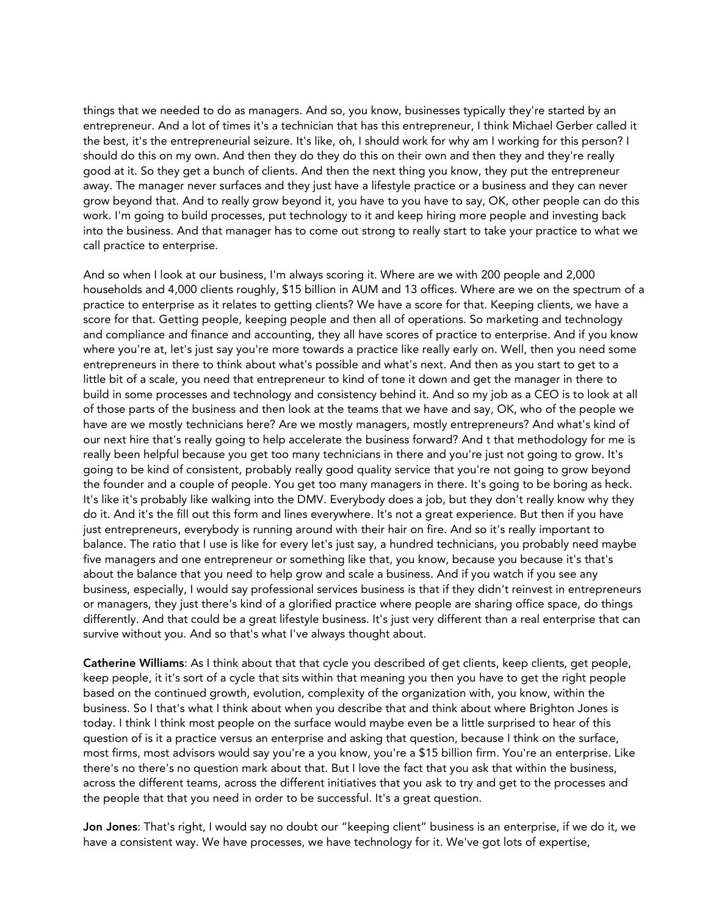things that we needed to do as managers. And so, you know, businesses typically they're started by an entrepreneur. And a lot of times it's a technician that has this entrepreneur, I think Michael Gerber called it the best, it's the entrepreneurial seizure. It's like, oh, I should work for why am I working for this person? I should do this on my own. And then they do they do this on their own and then they and they're really good at it. So they get a bunch of clients. And then the next thing you know, they put the entrepreneur away. The manager never surfaces and they just have a lifestyle practice or a business and they can never grow beyond that. And to really grow beyond it, you have to you have to say, OK, other people can do this work. I'm going to build processes, put technology to it and keep hiring more people and investing back into the business. And that manager has to come out strong to really start to take your practice to what we call practice to enterprise.

And so when I look at our business, I'm always scoring it. Where are we with 200 people and 2,000 households and 4,000 clients roughly, $15 billion in AUM and 13 offices. Where are we on the spectrum of a practice to enterprise as it relates to getting clients? We have a score for that. Keeping clients, we have a score for that. Getting people, keeping people and then all of operations. So marketing and technology and compliance and finance and accounting, they all have scores of practice to enterprise. And if you know where you're at, let's just say you're more towards a practice like really early on. Well, then you need some entrepreneurs in there to think about what's possible and what's next. And then as you start to get to a little bit of a scale, you need that entrepreneur to kind of tone it down and get the manager in there to build in some processes and technology and consistency behind it. And so my job as a CEO is to look at all of those parts of the business and then look at the teams that we have and say, OK, who of the people we have are we mostly technicians here? Are we mostly managers, mostly entrepreneurs? And what's kind of our next hire that's really going to help accelerate the business forward? And t that methodology for me is really been helpful because you get too many technicians in there and you're just not going to grow. It's going to be kind of consistent, probably really good quality service that you're not going to grow beyond the founder and a couple of people. You get too many managers in there. It's going to be boring as heck. It's like it's probably like walking into the DMV. Everybody does a job, but they don't really know why they do it. And it's the fill out this form and lines everywhere. It's not a great experience. But then if you have just entrepreneurs, everybody is running around with their hair on fire. And so it's really important to balance. The ratio that I use is like for every let's just say, a hundred technicians, you probably need maybe five managers and one entrepreneur or something like that, you know, because you because it's that's about the balance that you need to help grow and scale a business. And if you watch if you see any business, especially, I would say professional services business is that if they didn't reinvest in entrepreneurs or managers, they just there's kind of a glorified practice where people are sharing office space, do things differently. And that could be a great lifestyle business. It's just very different than a real enterprise that can survive without you. And so that's what I've always thought about.

**Catherine Williams**: As I think about that that cycle you described of get clients, keep clients, get people, keep people, it it's sort of a cycle that sits within that meaning you then you have to get the right people based on the continued growth, evolution, complexity of the organization with, you know, within the business. So I that's what I think about when you describe that and think about where Brighton Jones is today. I think I think most people on the surface would maybe even be a little surprised to hear of this question of is it a practice versus an enterprise and asking that question, because I think on the surface, most firms, most advisors would say you're a you know, you're a $15 billion firm. You're an enterprise. Like there's no there's no question mark about that. But I love the fact that you ask that within the business, across the different teams, across the different initiatives that you ask to try and get to the processes and the people that that you need in order to be successful. It's a great question.

**Jon Jones**: That's right, I would say no doubt our "keeping client" business is an enterprise, if we do it, we have a consistent way. We have processes, we have technology for it. We've got lots of expertise,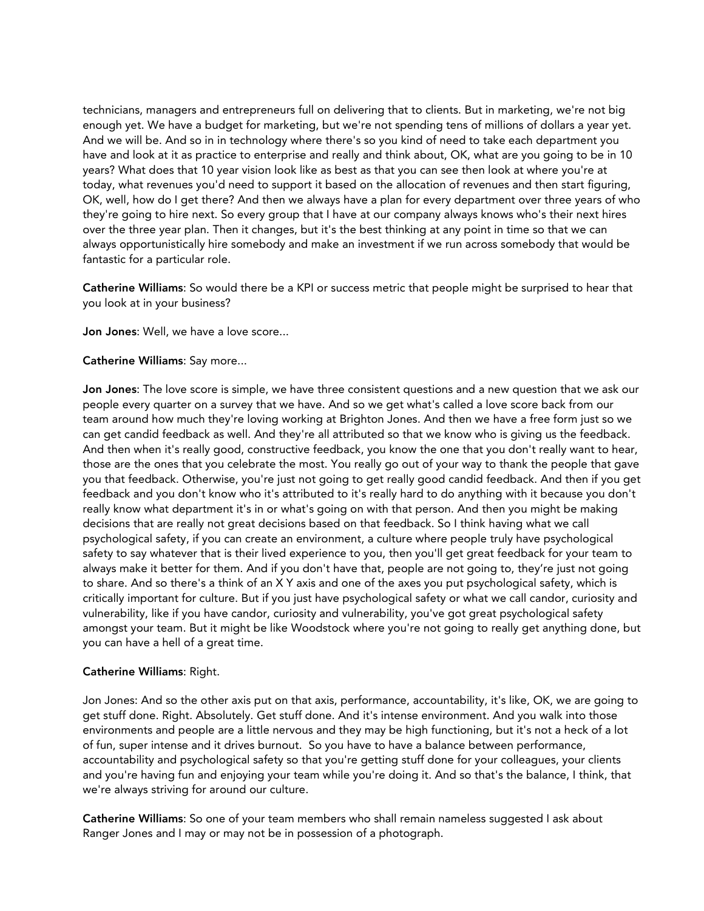technicians, managers and entrepreneurs full on delivering that to clients. But in marketing, we're not big enough yet. We have a budget for marketing, but we're not spending tens of millions of dollars a year yet. And we will be. And so in in technology where there's so you kind of need to take each department you have and look at it as practice to enterprise and really and think about, OK, what are you going to be in 10 years? What does that 10 year vision look like as best as that you can see then look at where you're at today, what revenues you'd need to support it based on the allocation of revenues and then start figuring, OK, well, how do I get there? And then we always have a plan for every department over three years of who they're going to hire next. So every group that I have at our company always knows who's their next hires over the three year plan. Then it changes, but it's the best thinking at any point in time so that we can always opportunistically hire somebody and make an investment if we run across somebody that would be fantastic for a particular role.

**Catherine Williams**: So would there be a KPI or success metric that people might be surprised to hear that you look at in your business?

**Jon Jones**: Well, we have a love score...

**Catherine Williams**: Say more...

**Jon Jones**: The love score is simple, we have three consistent questions and a new question that we ask our people every quarter on a survey that we have. And so we get what's called a love score back from our team around how much they're loving working at Brighton Jones. And then we have a free form just so we can get candid feedback as well. And they're all attributed so that we know who is giving us the feedback. And then when it's really good, constructive feedback, you know the one that you don't really want to hear, those are the ones that you celebrate the most. You really go out of your way to thank the people that gave you that feedback. Otherwise, you're just not going to get really good candid feedback. And then if you get feedback and you don't know who it's attributed to it's really hard to do anything with it because you don't really know what department it's in or what's going on with that person. And then you might be making decisions that are really not great decisions based on that feedback. So I think having what we call psychological safety, if you can create an environment, a culture where people truly have psychological safety to say whatever that is their lived experience to you, then you'll get great feedback for your team to always make it better for them. And if you don't have that, people are not going to, they're just not going to share. And so there's a think of an X Y axis and one of the axes you put psychological safety, which is critically important for culture. But if you just have psychological safety or what we call candor, curiosity and vulnerability, like if you have candor, curiosity and vulnerability, you've got great psychological safety amongst your team. But it might be like Woodstock where you're not going to really get anything done, but you can have a hell of a great time.

**Catherine Williams**: Right.

Jon Jones: And so the other axis put on that axis, performance, accountability, it's like, OK, we are going to get stuff done. Right. Absolutely. Get stuff done. And it's intense environment. And you walk into those environments and people are a little nervous and they may be high functioning, but it's not a heck of a lot of fun, super intense and it drives burnout. So you have to have a balance between performance, accountability and psychological safety so that you're getting stuff done for your colleagues, your clients and you're having fun and enjoying your team while you're doing it. And so that's the balance, I think, that we're always striving for around our culture.

**Catherine Williams**: So one of your team members who shall remain nameless suggested I ask about Ranger Jones and I may or may not be in possession of a photograph.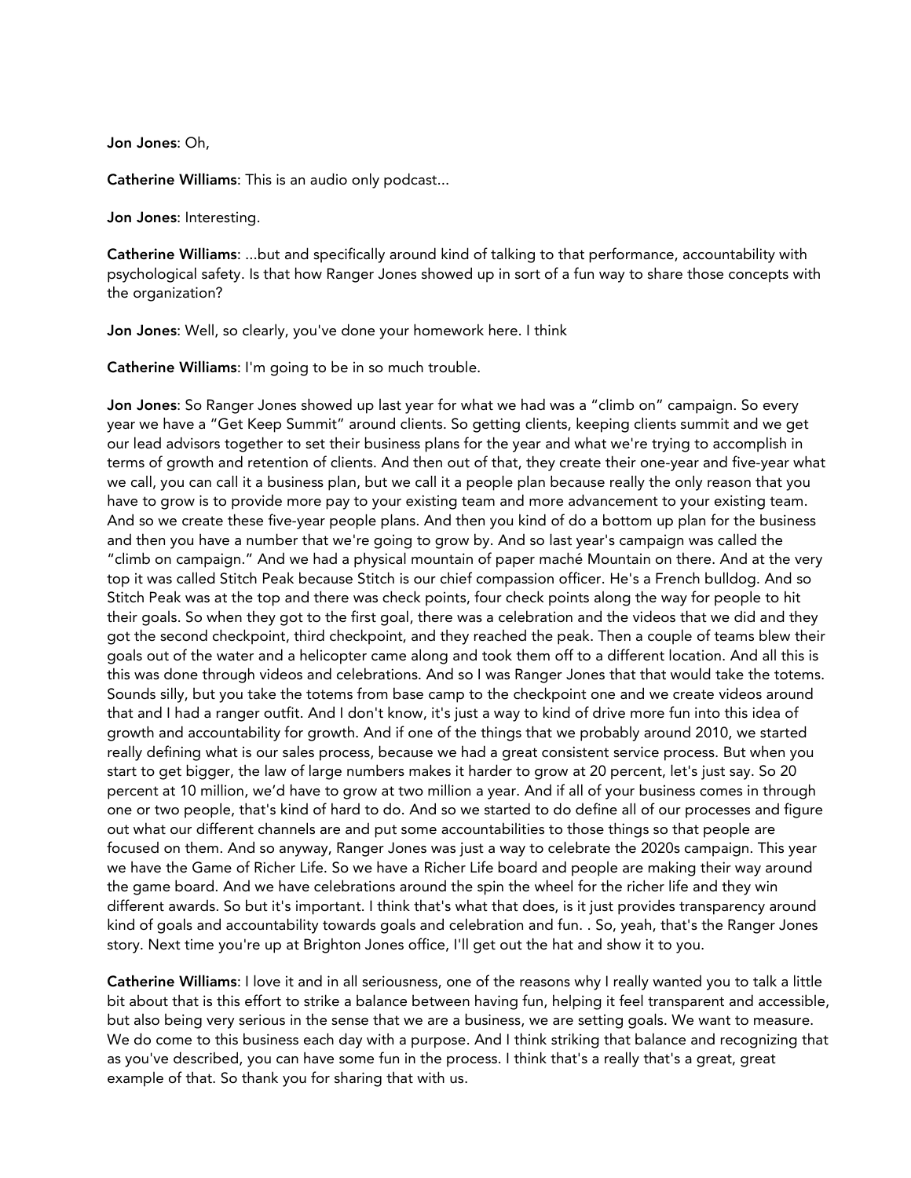**Jon Jones**: Oh,

**Catherine Williams**: This is an audio only podcast...

**Jon Jones**: Interesting.

**Catherine Williams**: ...but and specifically around kind of talking to that performance, accountability with psychological safety. Is that how Ranger Jones showed up in sort of a fun way to share those concepts with the organization?

**Jon Jones**: Well, so clearly, you've done your homework here. I think

**Catherine Williams**: I'm going to be in so much trouble.

**Jon Jones**: So Ranger Jones showed up last year for what we had was a "climb on" campaign. So every year we have a "Get Keep Summit" around clients. So getting clients, keeping clients summit and we get our lead advisors together to set their business plans for the year and what we're trying to accomplish in terms of growth and retention of clients. And then out of that, they create their one-year and five-year what we call, you can call it a business plan, but we call it a people plan because really the only reason that you have to grow is to provide more pay to your existing team and more advancement to your existing team. And so we create these five-year people plans. And then you kind of do a bottom up plan for the business and then you have a number that we're going to grow by. And so last year's campaign was called the "climb on campaign." And we had a physical mountain of paper maché Mountain on there. And at the very top it was called Stitch Peak because Stitch is our chief compassion officer. He's a French bulldog. And so Stitch Peak was at the top and there was check points, four check points along the way for people to hit their goals. So when they got to the first goal, there was a celebration and the videos that we did and they got the second checkpoint, third checkpoint, and they reached the peak. Then a couple of teams blew their goals out of the water and a helicopter came along and took them off to a different location. And all this is this was done through videos and celebrations. And so I was Ranger Jones that that would take the totems. Sounds silly, but you take the totems from base camp to the checkpoint one and we create videos around that and I had a ranger outfit. And I don't know, it's just a way to kind of drive more fun into this idea of growth and accountability for growth. And if one of the things that we probably around 2010, we started really defining what is our sales process, because we had a great consistent service process. But when you start to get bigger, the law of large numbers makes it harder to grow at 20 percent, let's just say. So 20 percent at 10 million, we'd have to grow at two million a year. And if all of your business comes in through one or two people, that's kind of hard to do. And so we started to do define all of our processes and figure out what our different channels are and put some accountabilities to those things so that people are focused on them. And so anyway, Ranger Jones was just a way to celebrate the 2020s campaign. This year we have the Game of Richer Life. So we have a Richer Life board and people are making their way around the game board. And we have celebrations around the spin the wheel for the richer life and they win different awards. So but it's important. I think that's what that does, is it just provides transparency around kind of goals and accountability towards goals and celebration and fun. . So, yeah, that's the Ranger Jones story. Next time you're up at Brighton Jones office, I'll get out the hat and show it to you.

**Catherine Williams**: I love it and in all seriousness, one of the reasons why I really wanted you to talk a little bit about that is this effort to strike a balance between having fun, helping it feel transparent and accessible, but also being very serious in the sense that we are a business, we are setting goals. We want to measure. We do come to this business each day with a purpose. And I think striking that balance and recognizing that as you've described, you can have some fun in the process. I think that's a really that's a great, great example of that. So thank you for sharing that with us.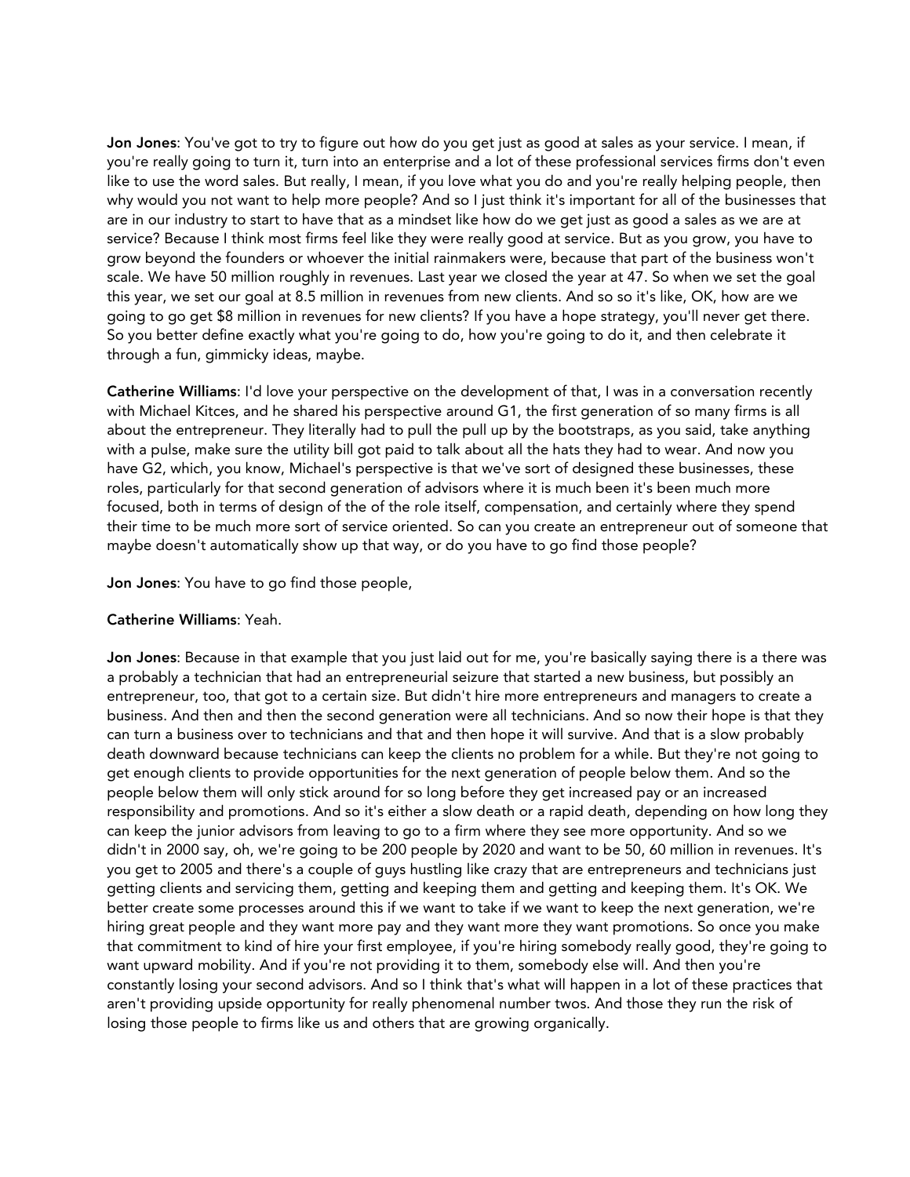**Jon Jones**: You've got to try to figure out how do you get just as good at sales as your service. I mean, if you're really going to turn it, turn into an enterprise and a lot of these professional services firms don't even like to use the word sales. But really, I mean, if you love what you do and you're really helping people, then why would you not want to help more people? And so I just think it's important for all of the businesses that are in our industry to start to have that as a mindset like how do we get just as good a sales as we are at service? Because I think most firms feel like they were really good at service. But as you grow, you have to grow beyond the founders or whoever the initial rainmakers were, because that part of the business won't scale. We have 50 million roughly in revenues. Last year we closed the year at 47. So when we set the goal this year, we set our goal at 8.5 million in revenues from new clients. And so so it's like, OK, how are we going to go get $8 million in revenues for new clients? If you have a hope strategy, you'll never get there. So you better define exactly what you're going to do, how you're going to do it, and then celebrate it through a fun, gimmicky ideas, maybe.

**Catherine Williams**: I'd love your perspective on the development of that, I was in a conversation recently with Michael Kitces, and he shared his perspective around G1, the first generation of so many firms is all about the entrepreneur. They literally had to pull the pull up by the bootstraps, as you said, take anything with a pulse, make sure the utility bill got paid to talk about all the hats they had to wear. And now you have G2, which, you know, Michael's perspective is that we've sort of designed these businesses, these roles, particularly for that second generation of advisors where it is much been it's been much more focused, both in terms of design of the of the role itself, compensation, and certainly where they spend their time to be much more sort of service oriented. So can you create an entrepreneur out of someone that maybe doesn't automatically show up that way, or do you have to go find those people?

**Jon Jones**: You have to go find those people,

**Catherine Williams**: Yeah.

**Jon Jones**: Because in that example that you just laid out for me, you're basically saying there is a there was a probably a technician that had an entrepreneurial seizure that started a new business, but possibly an entrepreneur, too, that got to a certain size. But didn't hire more entrepreneurs and managers to create a business. And then and then the second generation were all technicians. And so now their hope is that they can turn a business over to technicians and that and then hope it will survive. And that is a slow probably death downward because technicians can keep the clients no problem for a while. But they're not going to get enough clients to provide opportunities for the next generation of people below them. And so the people below them will only stick around for so long before they get increased pay or an increased responsibility and promotions. And so it's either a slow death or a rapid death, depending on how long they can keep the junior advisors from leaving to go to a firm where they see more opportunity. And so we didn't in 2000 say, oh, we're going to be 200 people by 2020 and want to be 50, 60 million in revenues. It's you get to 2005 and there's a couple of guys hustling like crazy that are entrepreneurs and technicians just getting clients and servicing them, getting and keeping them and getting and keeping them. It's OK. We better create some processes around this if we want to take if we want to keep the next generation, we're hiring great people and they want more pay and they want more they want promotions. So once you make that commitment to kind of hire your first employee, if you're hiring somebody really good, they're going to want upward mobility. And if you're not providing it to them, somebody else will. And then you're constantly losing your second advisors. And so I think that's what will happen in a lot of these practices that aren't providing upside opportunity for really phenomenal number twos. And those they run the risk of losing those people to firms like us and others that are growing organically.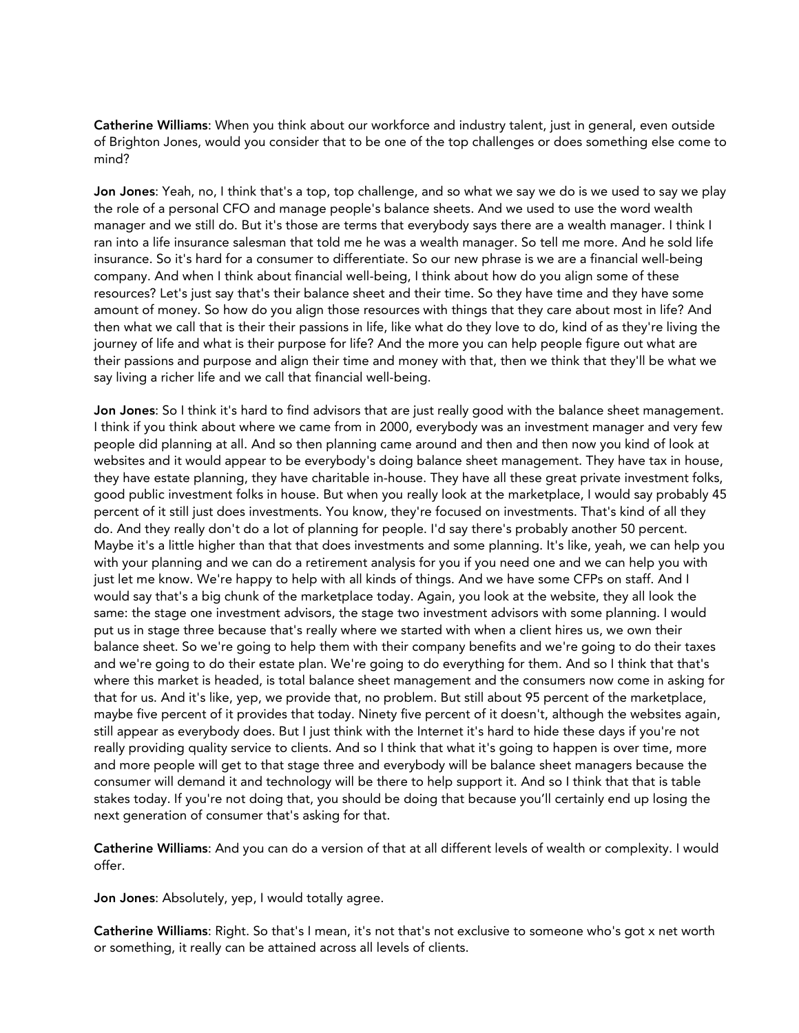**Catherine Williams**: When you think about our workforce and industry talent, just in general, even outside of Brighton Jones, would you consider that to be one of the top challenges or does something else come to mind?

**Jon Jones**: Yeah, no, I think that's a top, top challenge, and so what we say we do is we used to say we play the role of a personal CFO and manage people's balance sheets. And we used to use the word wealth manager and we still do. But it's those are terms that everybody says there are a wealth manager. I think I ran into a life insurance salesman that told me he was a wealth manager. So tell me more. And he sold life insurance. So it's hard for a consumer to differentiate. So our new phrase is we are a financial well-being company. And when I think about financial well-being, I think about how do you align some of these resources? Let's just say that's their balance sheet and their time. So they have time and they have some amount of money. So how do you align those resources with things that they care about most in life? And then what we call that is their their passions in life, like what do they love to do, kind of as they're living the journey of life and what is their purpose for life? And the more you can help people figure out what are their passions and purpose and align their time and money with that, then we think that they'll be what we say living a richer life and we call that financial well-being.

**Jon Jones**: So I think it's hard to find advisors that are just really good with the balance sheet management. I think if you think about where we came from in 2000, everybody was an investment manager and very few people did planning at all. And so then planning came around and then and then now you kind of look at websites and it would appear to be everybody's doing balance sheet management. They have tax in house, they have estate planning, they have charitable in-house. They have all these great private investment folks, good public investment folks in house. But when you really look at the marketplace, I would say probably 45 percent of it still just does investments. You know, they're focused on investments. That's kind of all they do. And they really don't do a lot of planning for people. I'd say there's probably another 50 percent. Maybe it's a little higher than that that does investments and some planning. It's like, yeah, we can help you with your planning and we can do a retirement analysis for you if you need one and we can help you with just let me know. We're happy to help with all kinds of things. And we have some CFPs on staff. And I would say that's a big chunk of the marketplace today. Again, you look at the website, they all look the same: the stage one investment advisors, the stage two investment advisors with some planning. I would put us in stage three because that's really where we started with when a client hires us, we own their balance sheet. So we're going to help them with their company benefits and we're going to do their taxes and we're going to do their estate plan. We're going to do everything for them. And so I think that that's where this market is headed, is total balance sheet management and the consumers now come in asking for that for us. And it's like, yep, we provide that, no problem. But still about 95 percent of the marketplace, maybe five percent of it provides that today. Ninety five percent of it doesn't, although the websites again, still appear as everybody does. But I just think with the Internet it's hard to hide these days if you're not really providing quality service to clients. And so I think that what it's going to happen is over time, more and more people will get to that stage three and everybody will be balance sheet managers because the consumer will demand it and technology will be there to help support it. And so I think that that is table stakes today. If you're not doing that, you should be doing that because you'll certainly end up losing the next generation of consumer that's asking for that.

**Catherine Williams**: And you can do a version of that at all different levels of wealth or complexity. I would offer.

**Jon Jones**: Absolutely, yep, I would totally agree.

**Catherine Williams**: Right. So that's I mean, it's not that's not exclusive to someone who's got x net worth or something, it really can be attained across all levels of clients.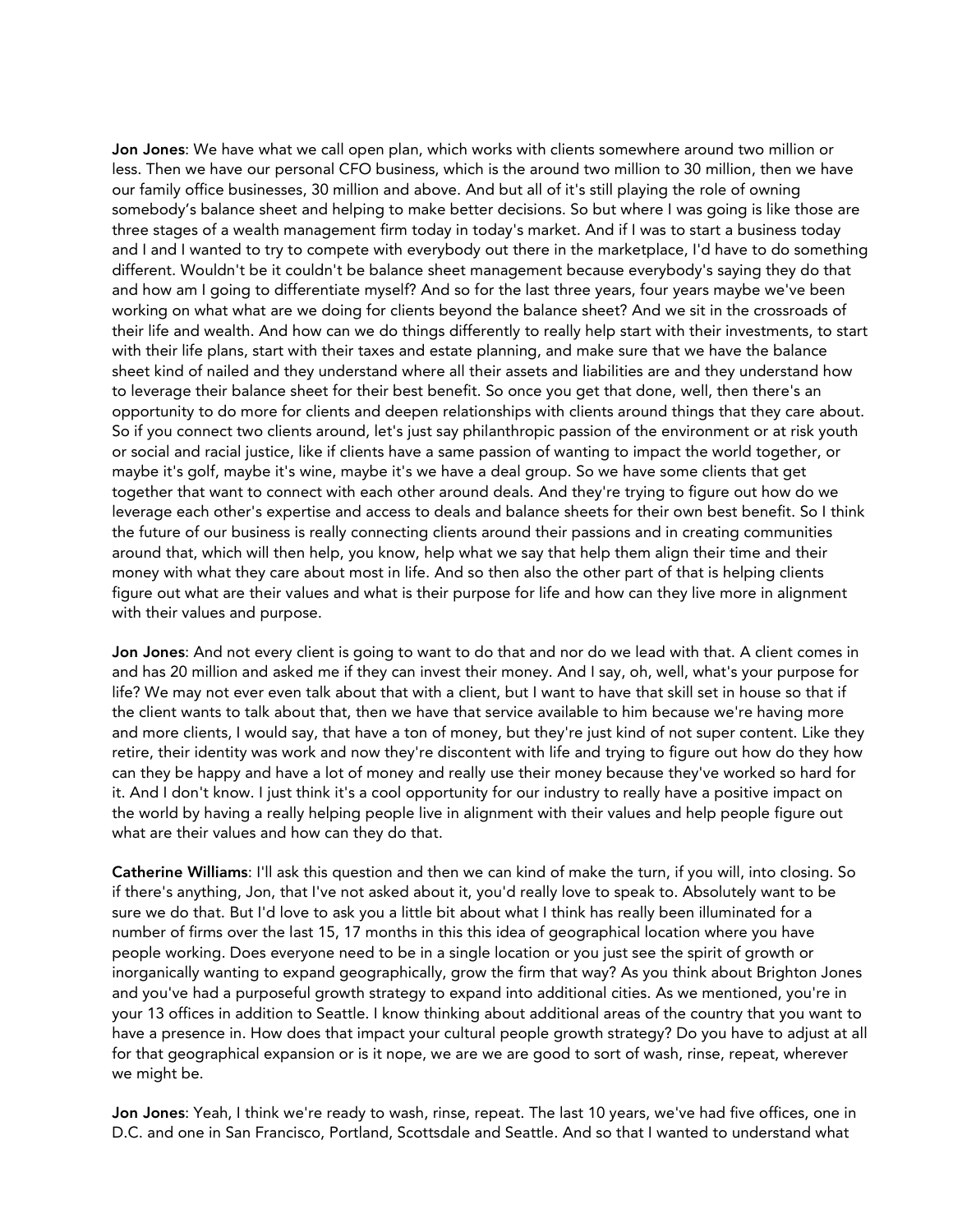**Jon Jones**: We have what we call open plan, which works with clients somewhere around two million or less. Then we have our personal CFO business, which is the around two million to 30 million, then we have our family office businesses, 30 million and above. And but all of it's still playing the role of owning somebody's balance sheet and helping to make better decisions. So but where I was going is like those are three stages of a wealth management firm today in today's market. And if I was to start a business today and I and I wanted to try to compete with everybody out there in the marketplace, I'd have to do something different. Wouldn't be it couldn't be balance sheet management because everybody's saying they do that and how am I going to differentiate myself? And so for the last three years, four years maybe we've been working on what what are we doing for clients beyond the balance sheet? And we sit in the crossroads of their life and wealth. And how can we do things differently to really help start with their investments, to start with their life plans, start with their taxes and estate planning, and make sure that we have the balance sheet kind of nailed and they understand where all their assets and liabilities are and they understand how to leverage their balance sheet for their best benefit. So once you get that done, well, then there's an opportunity to do more for clients and deepen relationships with clients around things that they care about. So if you connect two clients around, let's just say philanthropic passion of the environment or at risk youth or social and racial justice, like if clients have a same passion of wanting to impact the world together, or maybe it's golf, maybe it's wine, maybe it's we have a deal group. So we have some clients that get together that want to connect with each other around deals. And they're trying to figure out how do we leverage each other's expertise and access to deals and balance sheets for their own best benefit. So I think the future of our business is really connecting clients around their passions and in creating communities around that, which will then help, you know, help what we say that help them align their time and their money with what they care about most in life. And so then also the other part of that is helping clients figure out what are their values and what is their purpose for life and how can they live more in alignment with their values and purpose.

**Jon Jones**: And not every client is going to want to do that and nor do we lead with that. A client comes in and has 20 million and asked me if they can invest their money. And I say, oh, well, what's your purpose for life? We may not ever even talk about that with a client, but I want to have that skill set in house so that if the client wants to talk about that, then we have that service available to him because we're having more and more clients, I would say, that have a ton of money, but they're just kind of not super content. Like they retire, their identity was work and now they're discontent with life and trying to figure out how do they how can they be happy and have a lot of money and really use their money because they've worked so hard for it. And I don't know. I just think it's a cool opportunity for our industry to really have a positive impact on the world by having a really helping people live in alignment with their values and help people figure out what are their values and how can they do that.

**Catherine Williams**: I'll ask this question and then we can kind of make the turn, if you will, into closing. So if there's anything, Jon, that I've not asked about it, you'd really love to speak to. Absolutely want to be sure we do that. But I'd love to ask you a little bit about what I think has really been illuminated for a number of firms over the last 15, 17 months in this this idea of geographical location where you have people working. Does everyone need to be in a single location or you just see the spirit of growth or inorganically wanting to expand geographically, grow the firm that way? As you think about Brighton Jones and you've had a purposeful growth strategy to expand into additional cities. As we mentioned, you're in your 13 offices in addition to Seattle. I know thinking about additional areas of the country that you want to have a presence in. How does that impact your cultural people growth strategy? Do you have to adjust at all for that geographical expansion or is it nope, we are we are good to sort of wash, rinse, repeat, wherever we might be.

**Jon Jones**: Yeah, I think we're ready to wash, rinse, repeat. The last 10 years, we've had five offices, one in D.C. and one in San Francisco, Portland, Scottsdale and Seattle. And so that I wanted to understand what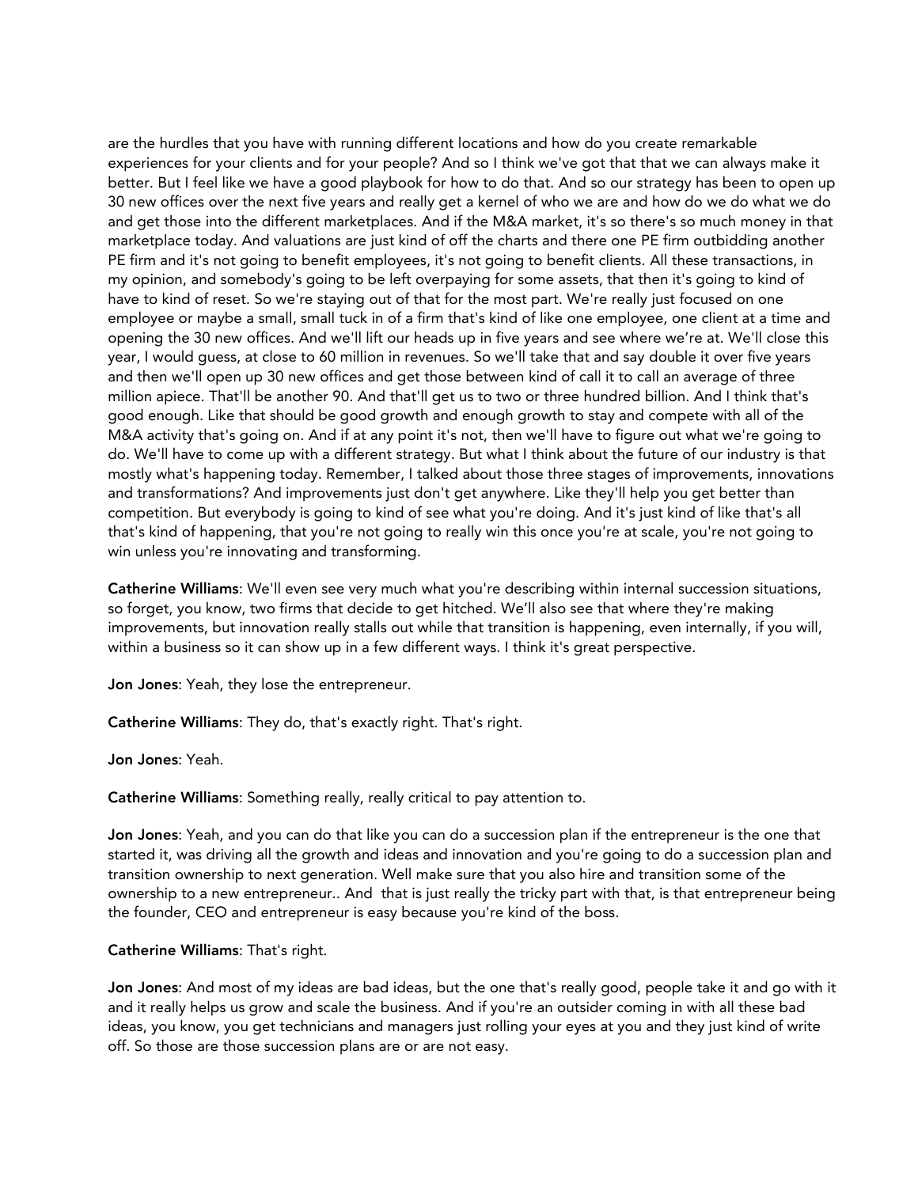are the hurdles that you have with running different locations and how do you create remarkable experiences for your clients and for your people? And so I think we've got that that we can always make it better. But I feel like we have a good playbook for how to do that. And so our strategy has been to open up 30 new offices over the next five years and really get a kernel of who we are and how do we do what we do and get those into the different marketplaces. And if the M&A market, it's so there's so much money in that marketplace today. And valuations are just kind of off the charts and there one PE firm outbidding another PE firm and it's not going to benefit employees, it's not going to benefit clients. All these transactions, in my opinion, and somebody's going to be left overpaying for some assets, that then it's going to kind of have to kind of reset. So we're staying out of that for the most part. We're really just focused on one employee or maybe a small, small tuck in of a firm that's kind of like one employee, one client at a time and opening the 30 new offices. And we'll lift our heads up in five years and see where we're at. We'll close this year, I would guess, at close to 60 million in revenues. So we'll take that and say double it over five years and then we'll open up 30 new offices and get those between kind of call it to call an average of three million apiece. That'll be another 90. And that'll get us to two or three hundred billion. And I think that's good enough. Like that should be good growth and enough growth to stay and compete with all of the M&A activity that's going on. And if at any point it's not, then we'll have to figure out what we're going to do. We'll have to come up with a different strategy. But what I think about the future of our industry is that mostly what's happening today. Remember, I talked about those three stages of improvements, innovations and transformations? And improvements just don't get anywhere. Like they'll help you get better than competition. But everybody is going to kind of see what you're doing. And it's just kind of like that's all that's kind of happening, that you're not going to really win this once you're at scale, you're not going to win unless you're innovating and transforming.

**Catherine Williams**: We'll even see very much what you're describing within internal succession situations, so forget, you know, two firms that decide to get hitched. We'll also see that where they're making improvements, but innovation really stalls out while that transition is happening, even internally, if you will, within a business so it can show up in a few different ways. I think it's great perspective.

**Jon Jones**: Yeah, they lose the entrepreneur.

**Catherine Williams**: They do, that's exactly right. That's right.

**Jon Jones**: Yeah.

**Catherine Williams**: Something really, really critical to pay attention to.

**Jon Jones**: Yeah, and you can do that like you can do a succession plan if the entrepreneur is the one that started it, was driving all the growth and ideas and innovation and you're going to do a succession plan and transition ownership to next generation. Well make sure that you also hire and transition some of the ownership to a new entrepreneur.. And that is just really the tricky part with that, is that entrepreneur being the founder, CEO and entrepreneur is easy because you're kind of the boss.

**Catherine Williams**: That's right.

**Jon Jones**: And most of my ideas are bad ideas, but the one that's really good, people take it and go with it and it really helps us grow and scale the business. And if you're an outsider coming in with all these bad ideas, you know, you get technicians and managers just rolling your eyes at you and they just kind of write off. So those are those succession plans are or are not easy.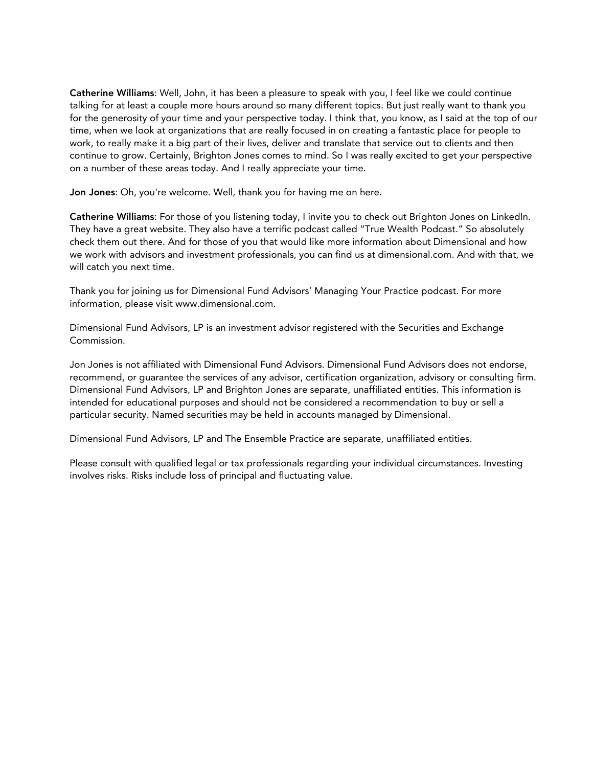**Catherine Williams**: Well, John, it has been a pleasure to speak with you, I feel like we could continue talking for at least a couple more hours around so many different topics. But just really want to thank you for the generosity of your time and your perspective today. I think that, you know, as I said at the top of our time, when we look at organizations that are really focused in on creating a fantastic place for people to work, to really make it a big part of their lives, deliver and translate that service out to clients and then continue to grow. Certainly, Brighton Jones comes to mind. So I was really excited to get your perspective on a number of these areas today. And I really appreciate your time.

**Jon Jones**: Oh, you're welcome. Well, thank you for having me on here.

**Catherine Williams**: For those of you listening today, I invite you to check out Brighton Jones on LinkedIn. They have a great website. They also have a terrific podcast called "True Wealth Podcast." So absolutely check them out there. And for those of you that would like more information about Dimensional and how we work with advisors and investment professionals, you can find us at dimensional.com. And with that, we will catch you next time.

Thank you for joining us for Dimensional Fund Advisors' Managing Your Practice podcast. For more information, please visit www.dimensional.com.

Dimensional Fund Advisors, LP is an investment advisor registered with the Securities and Exchange Commission.

Jon Jones is not affiliated with Dimensional Fund Advisors. Dimensional Fund Advisors does not endorse, recommend, or guarantee the services of any advisor, certification organization, advisory or consulting firm. Dimensional Fund Advisors, LP and Brighton Jones are separate, unaffiliated entities. This information is intended for educational purposes and should not be considered a recommendation to buy or sell a particular security. Named securities may be held in accounts managed by Dimensional.

Dimensional Fund Advisors, LP and The Ensemble Practice are separate, unaffiliated entities.

Please consult with qualified legal or tax professionals regarding your individual circumstances. Investing involves risks. Risks include loss of principal and fluctuating value.